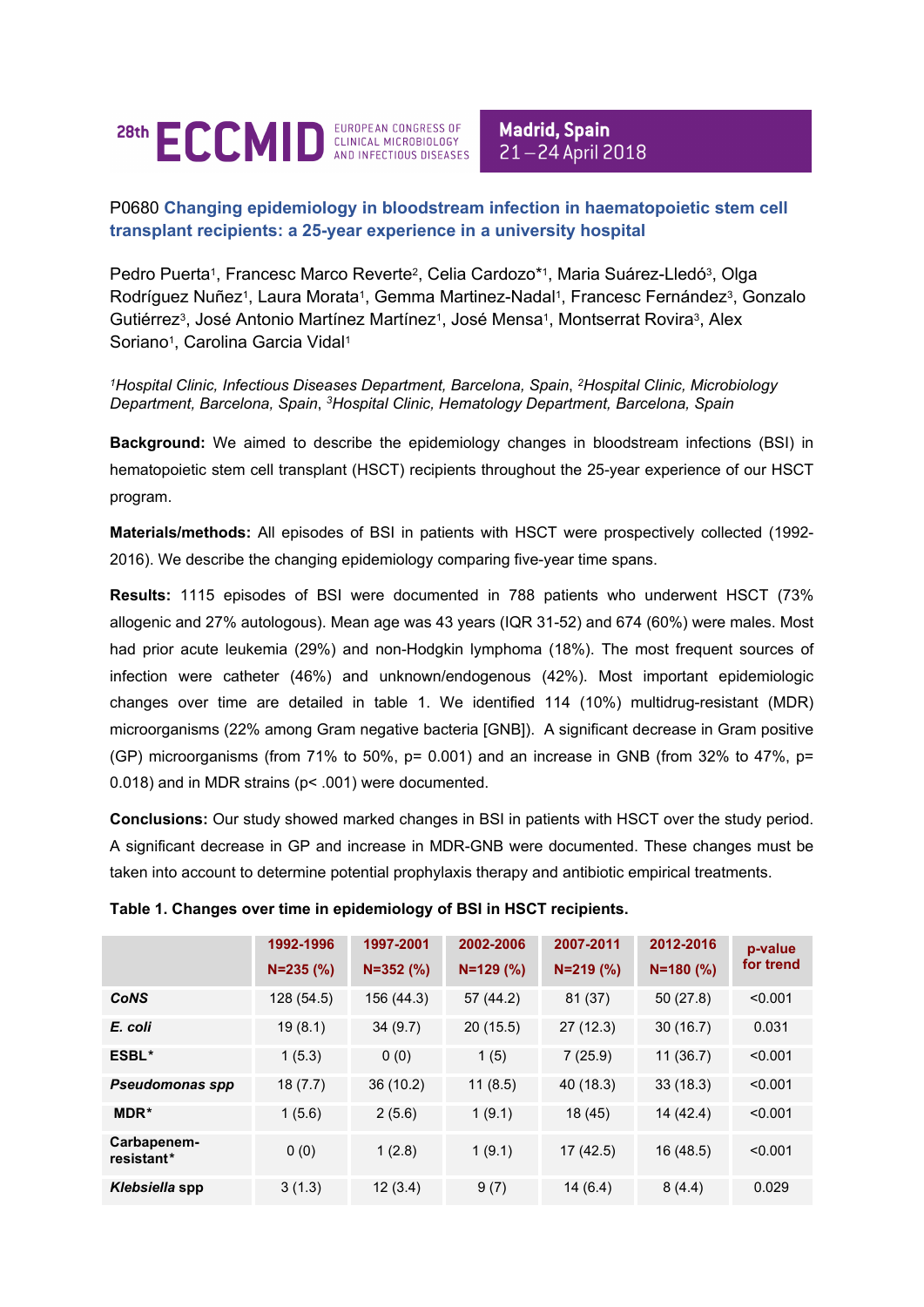28th ECCMID — European Congress of Clinical Microbiology and Infectious Diseases — Madrid, Spain 21 – 24 April 2018

## P0680 Changing epidemiology in bloodstream infection in haematopoietic stem cell transplant recipients: a 25-year experience in a university hospital

Pedro Puerta[1], Francesc Marco Reverte[2], Celia Cardozo*[1], Maria Suárez-Lledó[3], Olga Rodríguez Nuñez[1], Laura Morata[1], Gemma Martinez-Nadal[1], Francesc Fernández[3], Gonzalo Gutiérrez[3], José Antonio Martínez Martínez[1], José Mensa[1], Montserrat Rovira[3], Alex Soriano[1], Carolina Garcia Vidal[1]

*[1]Hospital Clinic, Infectious Diseases Department, Barcelona, Spain, [2]Hospital Clinic, Microbiology Department, Barcelona, Spain, [3]Hospital Clinic, Hematology Department, Barcelona, Spain*

**Background:** We aimed to describe the epidemiology changes in bloodstream infections (BSI) in hematopoietic stem cell transplant (HSCT) recipients throughout the 25-year experience of our HSCT program.

**Materials/methods:** All episodes of BSI in patients with HSCT were prospectively collected (1992-2016). We describe the changing epidemiology comparing five-year time spans.

**Results:** 1115 episodes of BSI were documented in 788 patients who underwent HSCT (73% allogenic and 27% autologous). Mean age was 43 years (IQR 31-52) and 674 (60%) were males. Most had prior acute leukemia (29%) and non-Hodgkin lymphoma (18%). The most frequent sources of infection were catheter (46%) and unknown/endogenous (42%). Most important epidemiologic changes over time are detailed in table 1. We identified 114 (10%) multidrug-resistant (MDR) microorganisms (22% among Gram negative bacteria [GNB]). A significant decrease in Gram positive (GP) microorganisms (from 71% to 50%, p= 0.001) and an increase in GNB (from 32% to 47%, p= 0.018) and in MDR strains (p< .001) were documented.

**Conclusions:** Our study showed marked changes in BSI in patients with HSCT over the study period. A significant decrease in GP and increase in MDR-GNB were documented. These changes must be taken into account to determine potential prophylaxis therapy and antibiotic empirical treatments.

**Table 1. Changes over time in epidemiology of BSI in HSCT recipients.**

| | 1992-1996 N=235 (%) | 1997-2001 N=352 (%) | 2002-2006 N=129 (%) | 2007-2011 N=219 (%) | 2012-2016 N=180 (%) | p-value for trend |
|---|---|---|---|---|---|---|
| ***CoNS*** | 128 (54.5) | 156 (44.3) | 57 (44.2) | 81 (37) | 50 (27.8) | <0.001 |
| ***E. coli*** | 19 (8.1) | 34 (9.7) | 20 (15.5) | 27 (12.3) | 30 (16.7) | 0.031 |
| **ESBL*** | 1 (5.3) | 0 (0) | 1 (5) | 7 (25.9) | 11 (36.7) | <0.001 |
| ***Pseudomonas spp*** | 18 (7.7) | 36 (10.2) | 11 (8.5) | 40 (18.3) | 33 (18.3) | <0.001 |
| **MDR*** | 1 (5.6) | 2 (5.6) | 1 (9.1) | 18 (45) | 14 (42.4) | <0.001 |
| **Carbapenem-resistant*** | 0 (0) | 1 (2.8) | 1 (9.1) | 17 (42.5) | 16 (48.5) | <0.001 |
| ***Klebsiella* spp** | 3 (1.3) | 12 (3.4) | 9 (7) | 14 (6.4) | 8 (4.4) | 0.029 |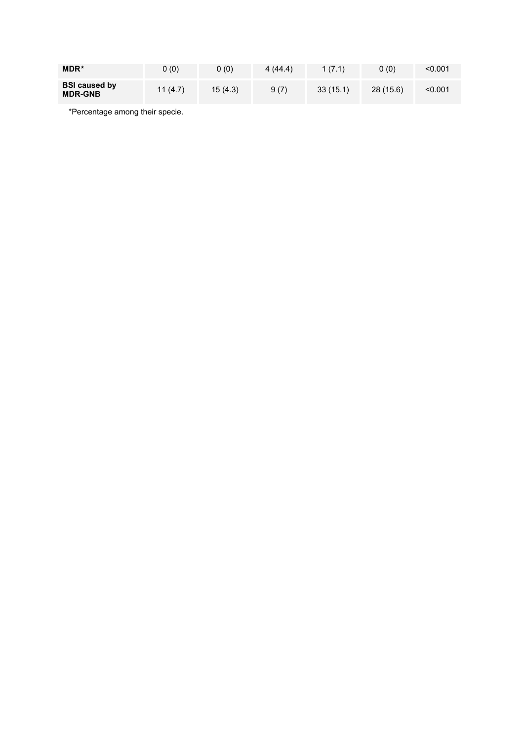| | | | | | | |
|---|---|---|---|---|---|---|
| **MDR*** | 0 (0) | 0 (0) | 4 (44.4) | 1 (7.1) | 0 (0) | <0.001 |
| **BSI caused by MDR-GNB** | 11 (4.7) | 15 (4.3) | 9 (7) | 33 (15.1) | 28 (15.6) | <0.001 |

*Percentage among their specie.